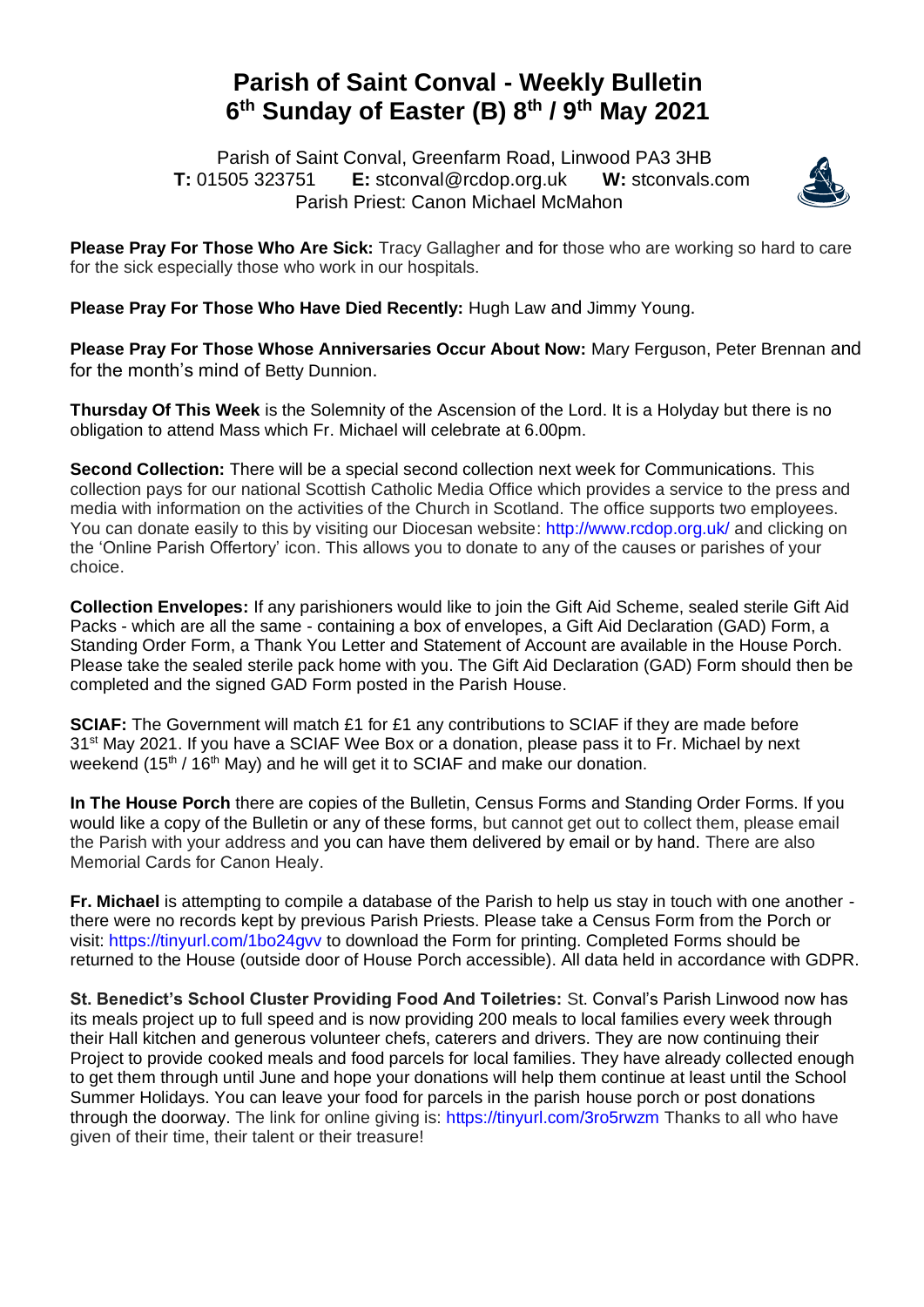# Parish of Saint Conval - Weekly Bulletin
# 6th Sunday of Easter (B) 8th / 9th May 2021

Parish of Saint Conval, Greenfarm Road, Linwood PA3 3HB
**T:** 01505 323751 **E:** stconval@rcdop.org.uk **W:** stconvals.com
Parish Priest: Canon Michael McMahon

**Please Pray For Those Who Are Sick:** Tracy Gallagher and for those who are working so hard to care for the sick especially those who work in our hospitals.

**Please Pray For Those Who Have Died Recently:** Hugh Law and Jimmy Young.

**Please Pray For Those Whose Anniversaries Occur About Now:** Mary Ferguson, Peter Brennan and for the month's mind of Betty Dunnion.

**Thursday Of This Week** is the Solemnity of the Ascension of the Lord. It is a Holyday but there is no obligation to attend Mass which Fr. Michael will celebrate at 6.00pm.

**Second Collection:** There will be a special second collection next week for Communications. This collection pays for our national Scottish Catholic Media Office which provides a service to the press and media with information on the activities of the Church in Scotland. The office supports two employees. You can donate easily to this by visiting our Diocesan website: http://www.rcdop.org.uk/ and clicking on the 'Online Parish Offertory' icon. This allows you to donate to any of the causes or parishes of your choice.

**Collection Envelopes:** If any parishioners would like to join the Gift Aid Scheme, sealed sterile Gift Aid Packs - which are all the same - containing a box of envelopes, a Gift Aid Declaration (GAD) Form, a Standing Order Form, a Thank You Letter and Statement of Account are available in the House Porch. Please take the sealed sterile pack home with you. The Gift Aid Declaration (GAD) Form should then be completed and the signed GAD Form posted in the Parish House.

**SCIAF:** The Government will match £1 for £1 any contributions to SCIAF if they are made before 31st May 2021. If you have a SCIAF Wee Box or a donation, please pass it to Fr. Michael by next weekend (15th / 16th May) and he will get it to SCIAF and make our donation.

**In The House Porch** there are copies of the Bulletin, Census Forms and Standing Order Forms. If you would like a copy of the Bulletin or any of these forms, but cannot get out to collect them, please email the Parish with your address and you can have them delivered by email or by hand. There are also Memorial Cards for Canon Healy.

**Fr. Michael** is attempting to compile a database of the Parish to help us stay in touch with one another - there were no records kept by previous Parish Priests. Please take a Census Form from the Porch or visit: https://tinyurl.com/1bo24gvv to download the Form for printing. Completed Forms should be returned to the House (outside door of House Porch accessible). All data held in accordance with GDPR.

**St. Benedict's School Cluster Providing Food And Toiletries:** St. Conval's Parish Linwood now has its meals project up to full speed and is now providing 200 meals to local families every week through their Hall kitchen and generous volunteer chefs, caterers and drivers. They are now continuing their Project to provide cooked meals and food parcels for local families. They have already collected enough to get them through until June and hope your donations will help them continue at least until the School Summer Holidays. You can leave your food for parcels in the parish house porch or post donations through the doorway. The link for online giving is: https://tinyurl.com/3ro5rwzm Thanks to all who have given of their time, their talent or their treasure!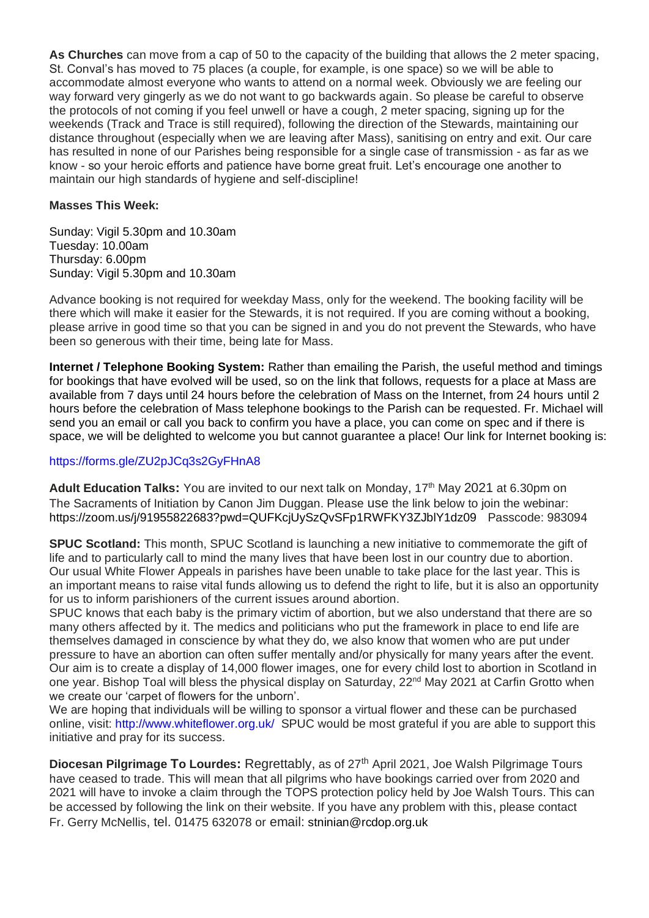**As Churches** can move from a cap of 50 to the capacity of the building that allows the 2 meter spacing, St. Conval's has moved to 75 places (a couple, for example, is one space) so we will be able to accommodate almost everyone who wants to attend on a normal week. Obviously we are feeling our way forward very gingerly as we do not want to go backwards again. So please be careful to observe the protocols of not coming if you feel unwell or have a cough, 2 meter spacing, signing up for the weekends (Track and Trace is still required), following the direction of the Stewards, maintaining our distance throughout (especially when we are leaving after Mass), sanitising on entry and exit. Our care has resulted in none of our Parishes being responsible for a single case of transmission - as far as we know - so your heroic efforts and patience have borne great fruit. Let's encourage one another to maintain our high standards of hygiene and self-discipline!

**Masses This Week:**

Sunday: Vigil 5.30pm and 10.30am
Tuesday: 10.00am
Thursday: 6.00pm
Sunday: Vigil 5.30pm and 10.30am

Advance booking is not required for weekday Mass, only for the weekend. The booking facility will be there which will make it easier for the Stewards, it is not required. If you are coming without a booking, please arrive in good time so that you can be signed in and you do not prevent the Stewards, who have been so generous with their time, being late for Mass.

**Internet / Telephone Booking System:** Rather than emailing the Parish, the useful method and timings for bookings that have evolved will be used, so on the link that follows, requests for a place at Mass are available from 7 days until 24 hours before the celebration of Mass on the Internet, from 24 hours until 2 hours before the celebration of Mass telephone bookings to the Parish can be requested. Fr. Michael will send you an email or call you back to confirm you have a place, you can come on spec and if there is space, we will be delighted to welcome you but cannot guarantee a place! Our link for Internet booking is:

https://forms.gle/ZU2pJCq3s2GyFHnA8

**Adult Education Talks:** You are invited to our next talk on Monday, 17th May 2021 at 6.30pm on The Sacraments of Initiation by Canon Jim Duggan. Please use the link below to join the webinar: https://zoom.us/j/91955822683?pwd=QUFKcjUySzQvSFp1RWFKY3ZJblY1dz09 Passcode: 983094

**SPUC Scotland:** This month, SPUC Scotland is launching a new initiative to commemorate the gift of life and to particularly call to mind the many lives that have been lost in our country due to abortion. Our usual White Flower Appeals in parishes have been unable to take place for the last year. This is an important means to raise vital funds allowing us to defend the right to life, but it is also an opportunity for us to inform parishioners of the current issues around abortion.
SPUC knows that each baby is the primary victim of abortion, but we also understand that there are so many others affected by it. The medics and politicians who put the framework in place to end life are themselves damaged in conscience by what they do, we also know that women who are put under pressure to have an abortion can often suffer mentally and/or physically for many years after the event. Our aim is to create a display of 14,000 flower images, one for every child lost to abortion in Scotland in one year. Bishop Toal will bless the physical display on Saturday, 22nd May 2021 at Carfin Grotto when we create our 'carpet of flowers for the unborn'.
We are hoping that individuals will be willing to sponsor a virtual flower and these can be purchased online, visit: http://www.whiteflower.org.uk/ SPUC would be most grateful if you are able to support this initiative and pray for its success.

**Diocesan Pilgrimage To Lourdes:** Regrettably, as of 27th April 2021, Joe Walsh Pilgrimage Tours have ceased to trade. This will mean that all pilgrims who have bookings carried over from 2020 and 2021 will have to invoke a claim through the TOPS protection policy held by Joe Walsh Tours. This can be accessed by following the link on their website. If you have any problem with this, please contact Fr. Gerry McNellis, tel. 01475 632078 or email: stninian@rcdop.org.uk